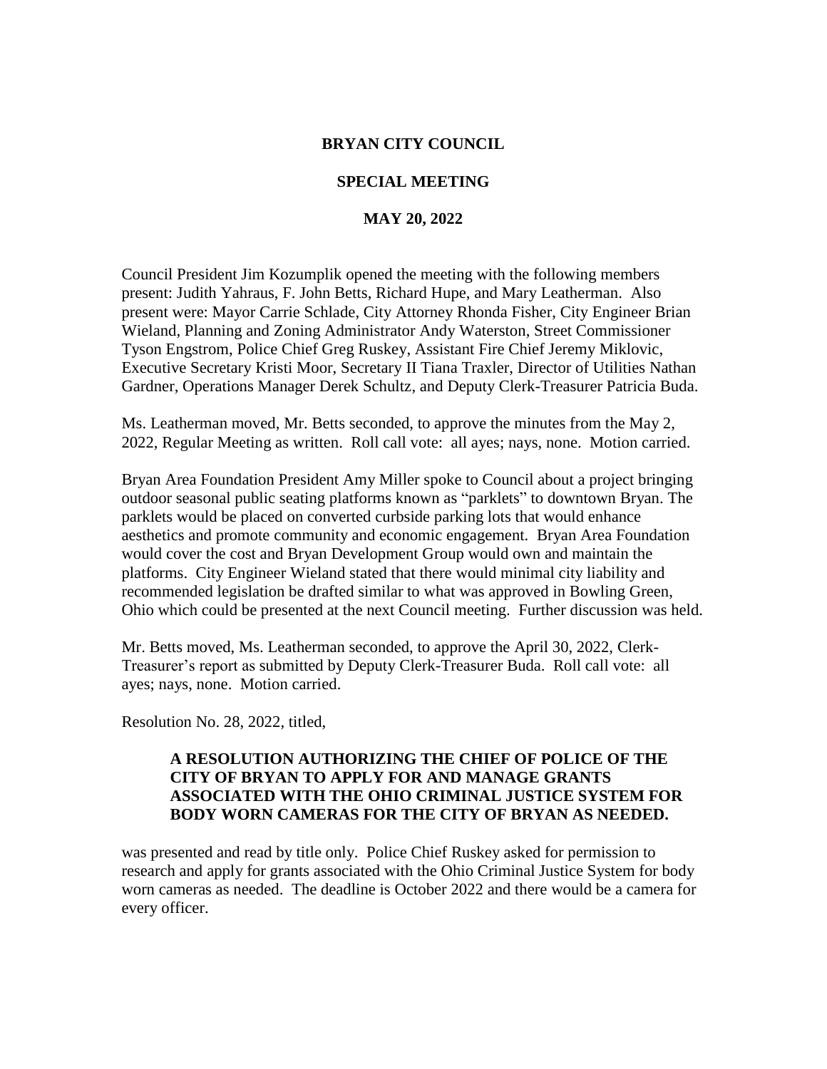# BRYAN CITY COUNCIL

## SPECIAL MEETING

## MAY 20, 2022

Council President Jim Kozumplik opened the meeting with the following members present: Judith Yahraus, F. John Betts, Richard Hupe, and Mary Leatherman. Also present were: Mayor Carrie Schlade, City Attorney Rhonda Fisher, City Engineer Brian Wieland, Planning and Zoning Administrator Andy Waterston, Street Commissioner Tyson Engstrom, Police Chief Greg Ruskey, Assistant Fire Chief Jeremy Miklovic, Executive Secretary Kristi Moor, Secretary II Tiana Traxler, Director of Utilities Nathan Gardner, Operations Manager Derek Schultz, and Deputy Clerk-Treasurer Patricia Buda.

Ms. Leatherman moved, Mr. Betts seconded, to approve the minutes from the May 2, 2022, Regular Meeting as written. Roll call vote: all ayes; nays, none. Motion carried.

Bryan Area Foundation President Amy Miller spoke to Council about a project bringing outdoor seasonal public seating platforms known as "parklets" to downtown Bryan. The parklets would be placed on converted curbside parking lots that would enhance aesthetics and promote community and economic engagement. Bryan Area Foundation would cover the cost and Bryan Development Group would own and maintain the platforms. City Engineer Wieland stated that there would minimal city liability and recommended legislation be drafted similar to what was approved in Bowling Green, Ohio which could be presented at the next Council meeting. Further discussion was held.

Mr. Betts moved, Ms. Leatherman seconded, to approve the April 30, 2022, Clerk-Treasurer's report as submitted by Deputy Clerk-Treasurer Buda. Roll call vote: all ayes; nays, none. Motion carried.

Resolution No. 28, 2022, titled,

> **A RESOLUTION AUTHORIZING THE CHIEF OF POLICE OF THE CITY OF BRYAN TO APPLY FOR AND MANAGE GRANTS ASSOCIATED WITH THE OHIO CRIMINAL JUSTICE SYSTEM FOR BODY WORN CAMERAS FOR THE CITY OF BRYAN AS NEEDED.**

was presented and read by title only. Police Chief Ruskey asked for permission to research and apply for grants associated with the Ohio Criminal Justice System for body worn cameras as needed. The deadline is October 2022 and there would be a camera for every officer.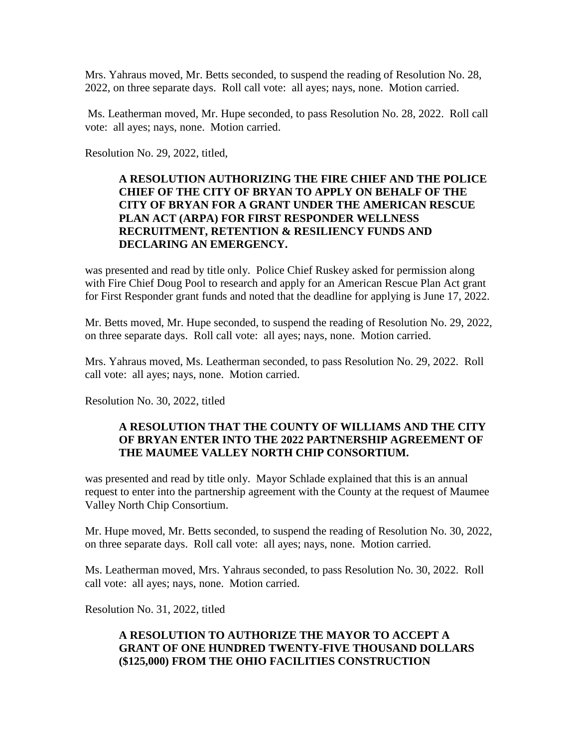Mrs. Yahraus moved, Mr. Betts seconded, to suspend the reading of Resolution No. 28, 2022, on three separate days. Roll call vote: all ayes; nays, none. Motion carried.

Ms. Leatherman moved, Mr. Hupe seconded, to pass Resolution No. 28, 2022. Roll call vote: all ayes; nays, none. Motion carried.

Resolution No. 29, 2022, titled,

> **A RESOLUTION AUTHORIZING THE FIRE CHIEF AND THE POLICE CHIEF OF THE CITY OF BRYAN TO APPLY ON BEHALF OF THE CITY OF BRYAN FOR A GRANT UNDER THE AMERICAN RESCUE PLAN ACT (ARPA) FOR FIRST RESPONDER WELLNESS RECRUITMENT, RETENTION & RESILIENCY FUNDS AND DECLARING AN EMERGENCY.**

was presented and read by title only. Police Chief Ruskey asked for permission along with Fire Chief Doug Pool to research and apply for an American Rescue Plan Act grant for First Responder grant funds and noted that the deadline for applying is June 17, 2022.

Mr. Betts moved, Mr. Hupe seconded, to suspend the reading of Resolution No. 29, 2022, on three separate days. Roll call vote: all ayes; nays, none. Motion carried.

Mrs. Yahraus moved, Ms. Leatherman seconded, to pass Resolution No. 29, 2022. Roll call vote: all ayes; nays, none. Motion carried.

Resolution No. 30, 2022, titled

> **A RESOLUTION THAT THE COUNTY OF WILLIAMS AND THE CITY OF BRYAN ENTER INTO THE 2022 PARTNERSHIP AGREEMENT OF THE MAUMEE VALLEY NORTH CHIP CONSORTIUM.**

was presented and read by title only. Mayor Schlade explained that this is an annual request to enter into the partnership agreement with the County at the request of Maumee Valley North Chip Consortium.

Mr. Hupe moved, Mr. Betts seconded, to suspend the reading of Resolution No. 30, 2022, on three separate days. Roll call vote: all ayes; nays, none. Motion carried.

Ms. Leatherman moved, Mrs. Yahraus seconded, to pass Resolution No. 30, 2022. Roll call vote: all ayes; nays, none. Motion carried.

Resolution No. 31, 2022, titled

> **A RESOLUTION TO AUTHORIZE THE MAYOR TO ACCEPT A GRANT OF ONE HUNDRED TWENTY-FIVE THOUSAND DOLLARS ($125,000) FROM THE OHIO FACILITIES CONSTRUCTION**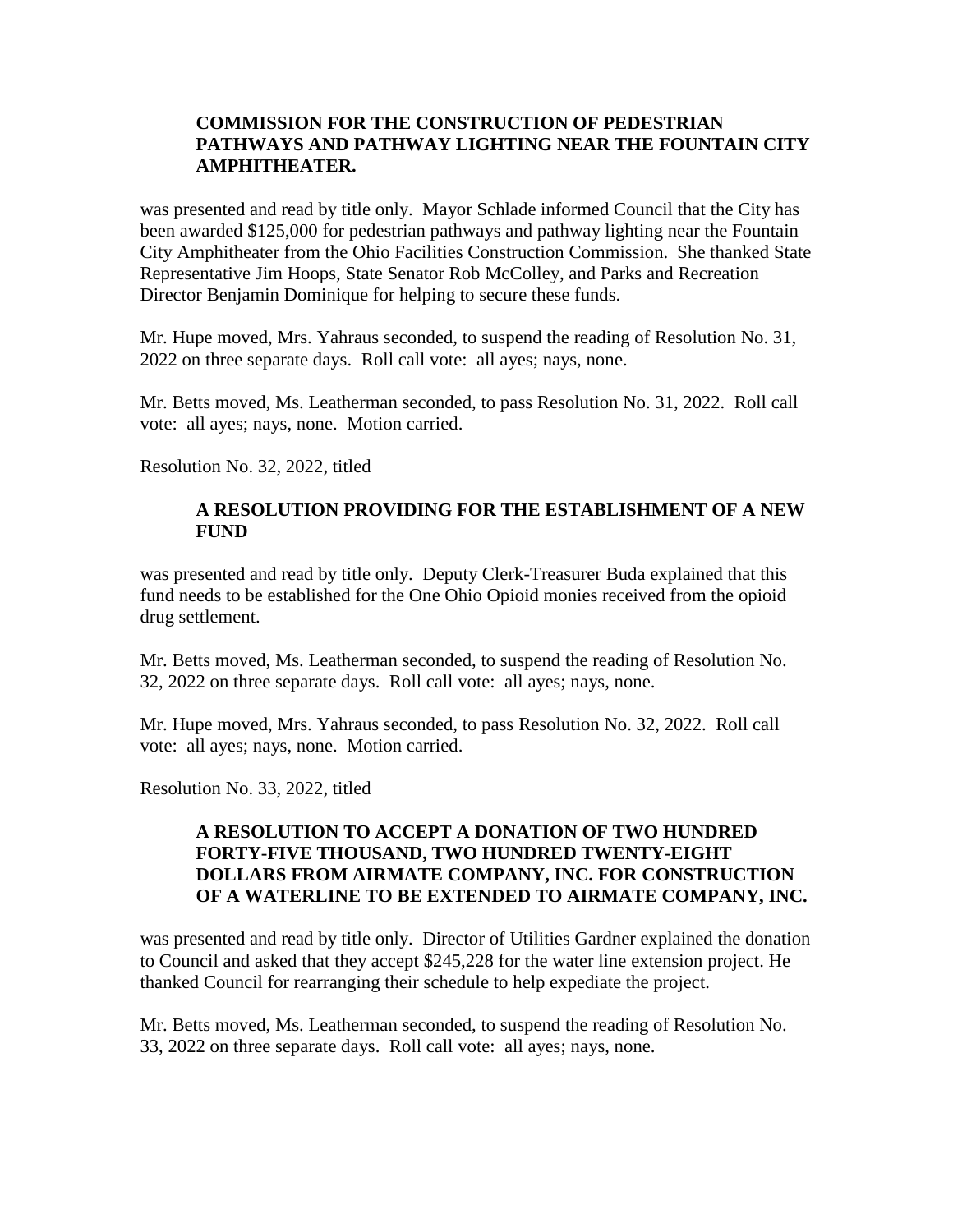**COMMISSION FOR THE CONSTRUCTION OF PEDESTRIAN PATHWAYS AND PATHWAY LIGHTING NEAR THE FOUNTAIN CITY AMPHITHEATER.**

was presented and read by title only. Mayor Schlade informed Council that the City has been awarded $125,000 for pedestrian pathways and pathway lighting near the Fountain City Amphitheater from the Ohio Facilities Construction Commission. She thanked State Representative Jim Hoops, State Senator Rob McColley, and Parks and Recreation Director Benjamin Dominique for helping to secure these funds.

Mr. Hupe moved, Mrs. Yahraus seconded, to suspend the reading of Resolution No. 31, 2022 on three separate days. Roll call vote: all ayes; nays, none.

Mr. Betts moved, Ms. Leatherman seconded, to pass Resolution No. 31, 2022. Roll call vote: all ayes; nays, none. Motion carried.

Resolution No. 32, 2022, titled

**A RESOLUTION PROVIDING FOR THE ESTABLISHMENT OF A NEW FUND**

was presented and read by title only. Deputy Clerk-Treasurer Buda explained that this fund needs to be established for the One Ohio Opioid monies received from the opioid drug settlement.

Mr. Betts moved, Ms. Leatherman seconded, to suspend the reading of Resolution No. 32, 2022 on three separate days. Roll call vote: all ayes; nays, none.

Mr. Hupe moved, Mrs. Yahraus seconded, to pass Resolution No. 32, 2022. Roll call vote: all ayes; nays, none. Motion carried.

Resolution No. 33, 2022, titled

**A RESOLUTION TO ACCEPT A DONATION OF TWO HUNDRED FORTY-FIVE THOUSAND, TWO HUNDRED TWENTY-EIGHT DOLLARS FROM AIRMATE COMPANY, INC. FOR CONSTRUCTION OF A WATERLINE TO BE EXTENDED TO AIRMATE COMPANY, INC.**

was presented and read by title only. Director of Utilities Gardner explained the donation to Council and asked that they accept $245,228 for the water line extension project. He thanked Council for rearranging their schedule to help expedite the project.

Mr. Betts moved, Ms. Leatherman seconded, to suspend the reading of Resolution No. 33, 2022 on three separate days. Roll call vote: all ayes; nays, none.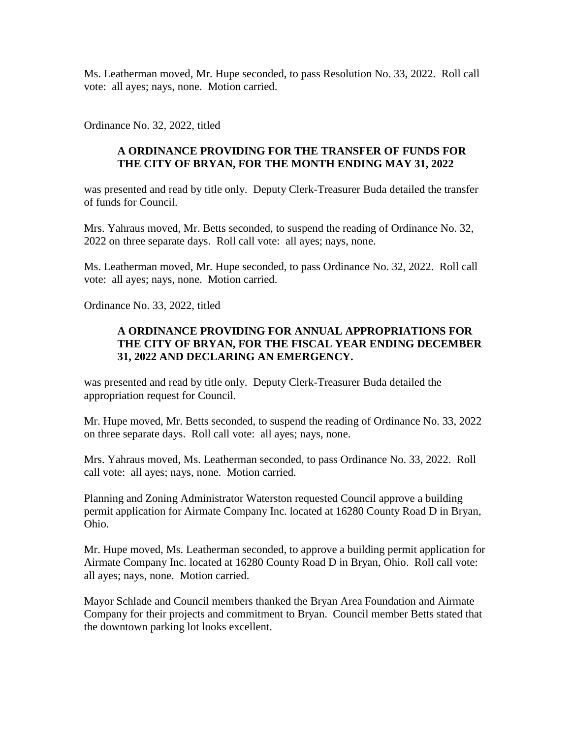Ms. Leatherman moved, Mr. Hupe seconded, to pass Resolution No. 33, 2022. Roll call vote: all ayes; nays, none. Motion carried.

Ordinance No. 32, 2022, titled

**A ORDINANCE PROVIDING FOR THE TRANSFER OF FUNDS FOR THE CITY OF BRYAN, FOR THE MONTH ENDING MAY 31, 2022**

was presented and read by title only. Deputy Clerk-Treasurer Buda detailed the transfer of funds for Council.

Mrs. Yahraus moved, Mr. Betts seconded, to suspend the reading of Ordinance No. 32, 2022 on three separate days. Roll call vote: all ayes; nays, none.

Ms. Leatherman moved, Mr. Hupe seconded, to pass Ordinance No. 32, 2022. Roll call vote: all ayes; nays, none. Motion carried.

Ordinance No. 33, 2022, titled

**A ORDINANCE PROVIDING FOR ANNUAL APPROPRIATIONS FOR THE CITY OF BRYAN, FOR THE FISCAL YEAR ENDING DECEMBER 31, 2022 AND DECLARING AN EMERGENCY.**

was presented and read by title only. Deputy Clerk-Treasurer Buda detailed the appropriation request for Council.

Mr. Hupe moved, Mr. Betts seconded, to suspend the reading of Ordinance No. 33, 2022 on three separate days. Roll call vote: all ayes; nays, none.

Mrs. Yahraus moved, Ms. Leatherman seconded, to pass Ordinance No. 33, 2022. Roll call vote: all ayes; nays, none. Motion carried.

Planning and Zoning Administrator Waterston requested Council approve a building permit application for Airmate Company Inc. located at 16280 County Road D in Bryan, Ohio.

Mr. Hupe moved, Ms. Leatherman seconded, to approve a building permit application for Airmate Company Inc. located at 16280 County Road D in Bryan, Ohio. Roll call vote: all ayes; nays, none. Motion carried.

Mayor Schlade and Council members thanked the Bryan Area Foundation and Airmate Company for their projects and commitment to Bryan. Council member Betts stated that the downtown parking lot looks excellent.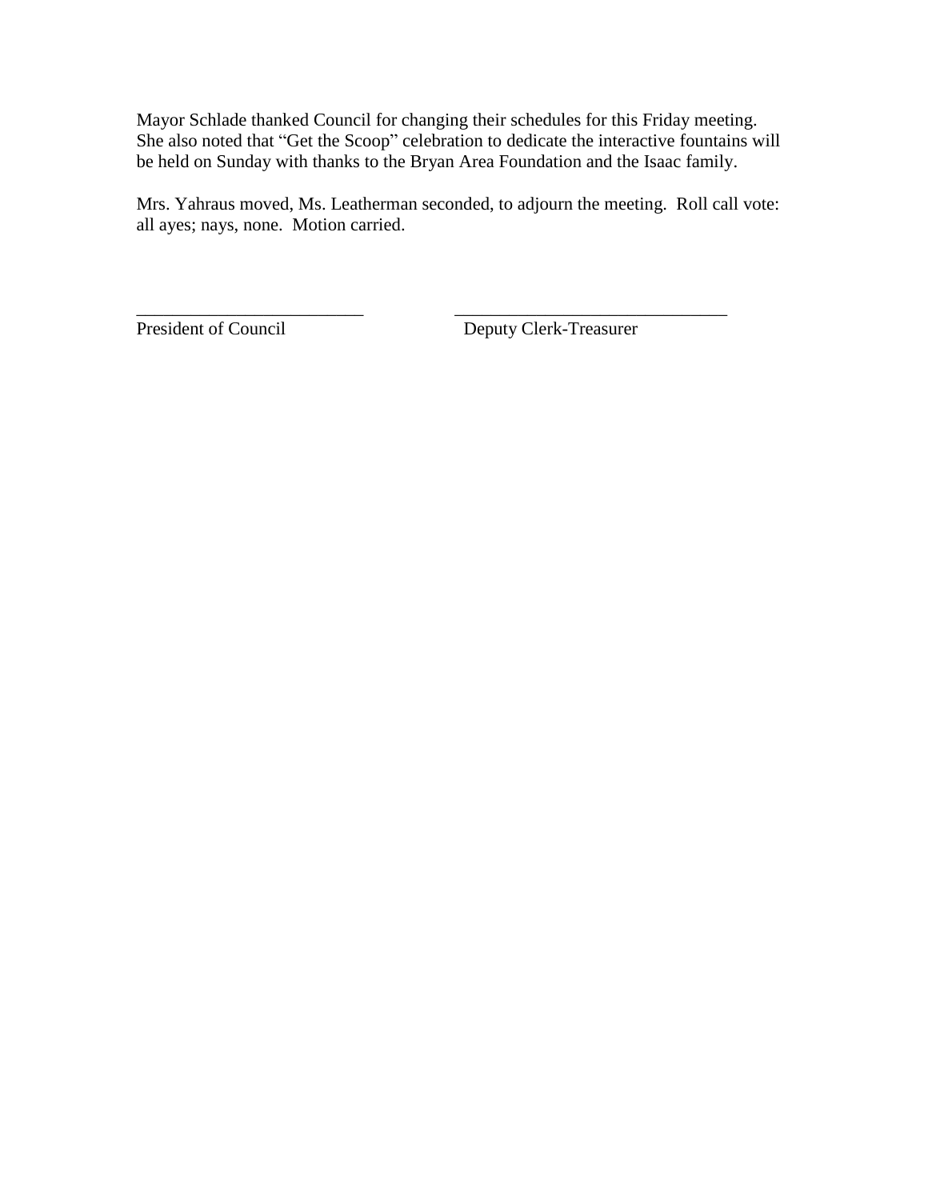Mayor Schlade thanked Council for changing their schedules for this Friday meeting. She also noted that "Get the Scoop" celebration to dedicate the interactive fountains will be held on Sunday with thanks to the Bryan Area Foundation and the Isaac family.

Mrs. Yahraus moved, Ms. Leatherman seconded, to adjourn the meeting. Roll call vote: all ayes; nays, none. Motion carried.

| | |
|---|---|
| _________________________ | ______________________________ |
| President of Council | Deputy Clerk-Treasurer |